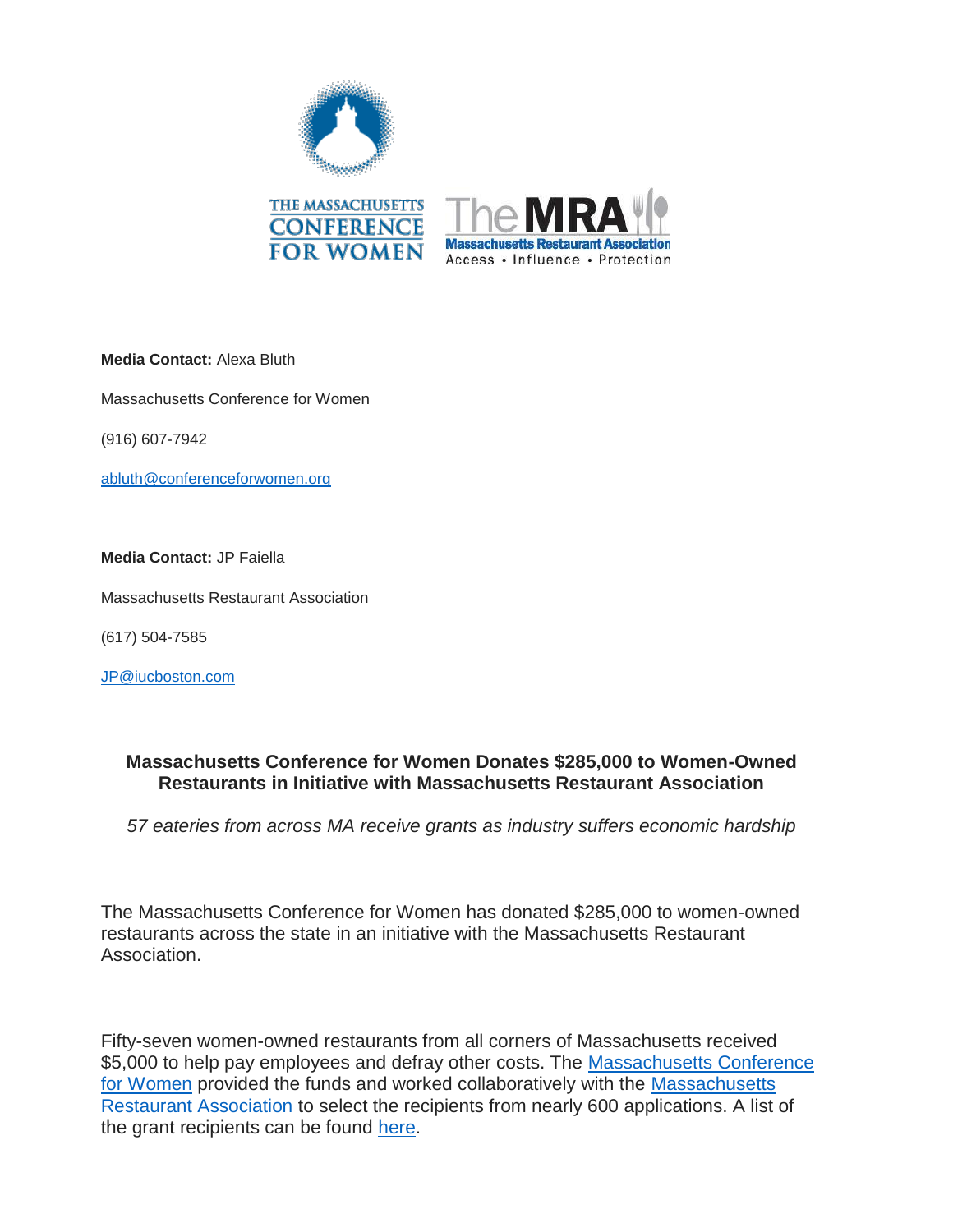**Media Contact:** Alexa Bluth

Massachusetts Conference for Women

(916) 607-7942

abluth@conferenceforwomen.org

**Media Contact:** JP Faiella

Massachusetts Restaurant Association

(617) 504-7585

JP@iucboston.com

## Massachusetts Conference for Women Donates $285,000 to Women-Owned Restaurants in Initiative with Massachusetts Restaurant Association

*57 eateries from across MA receive grants as industry suffers economic hardship*

The Massachusetts Conference for Women has donated $285,000 to women-owned restaurants across the state in an initiative with the Massachusetts Restaurant Association.

Fifty-seven women-owned restaurants from all corners of Massachusetts received $5,000 to help pay employees and defray other costs. The Massachusetts Conference for Women provided the funds and worked collaboratively with the Massachusetts Restaurant Association to select the recipients from nearly 600 applications. A list of the grant recipients can be found here.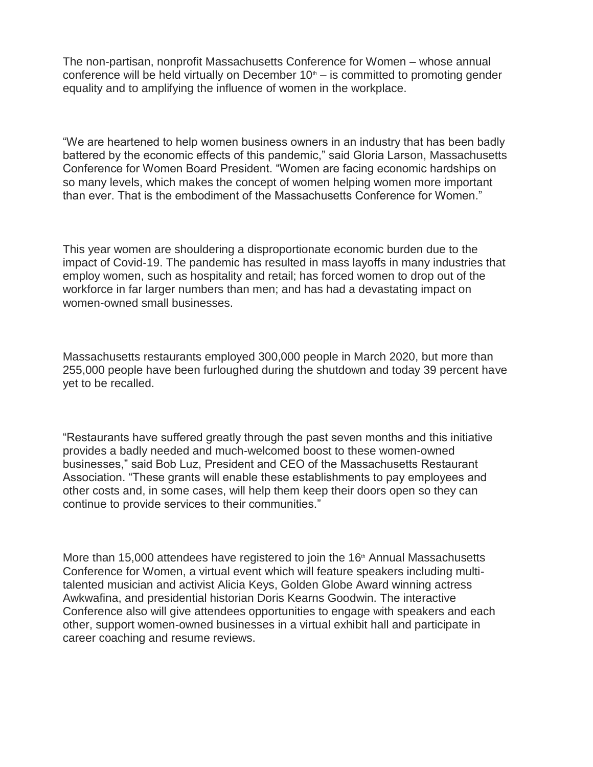The non-partisan, nonprofit Massachusetts Conference for Women – whose annual conference will be held virtually on December 10th – is committed to promoting gender equality and to amplifying the influence of women in the workplace.

“We are heartened to help women business owners in an industry that has been badly battered by the economic effects of this pandemic,” said Gloria Larson, Massachusetts Conference for Women Board President. “Women are facing economic hardships on so many levels, which makes the concept of women helping women more important than ever. That is the embodiment of the Massachusetts Conference for Women.”

This year women are shouldering a disproportionate economic burden due to the impact of Covid-19. The pandemic has resulted in mass layoffs in many industries that employ women, such as hospitality and retail; has forced women to drop out of the workforce in far larger numbers than men; and has had a devastating impact on women-owned small businesses.

Massachusetts restaurants employed 300,000 people in March 2020, but more than 255,000 people have been furloughed during the shutdown and today 39 percent have yet to be recalled.

“Restaurants have suffered greatly through the past seven months and this initiative provides a badly needed and much-welcomed boost to these women-owned businesses,” said Bob Luz, President and CEO of the Massachusetts Restaurant Association. “These grants will enable these establishments to pay employees and other costs and, in some cases, will help them keep their doors open so they can continue to provide services to their communities.”

More than 15,000 attendees have registered to join the 16th Annual Massachusetts Conference for Women, a virtual event which will feature speakers including multi-talented musician and activist Alicia Keys, Golden Globe Award winning actress Awkwafina, and presidential historian Doris Kearns Goodwin. The interactive Conference also will give attendees opportunities to engage with speakers and each other, support women-owned businesses in a virtual exhibit hall and participate in career coaching and resume reviews.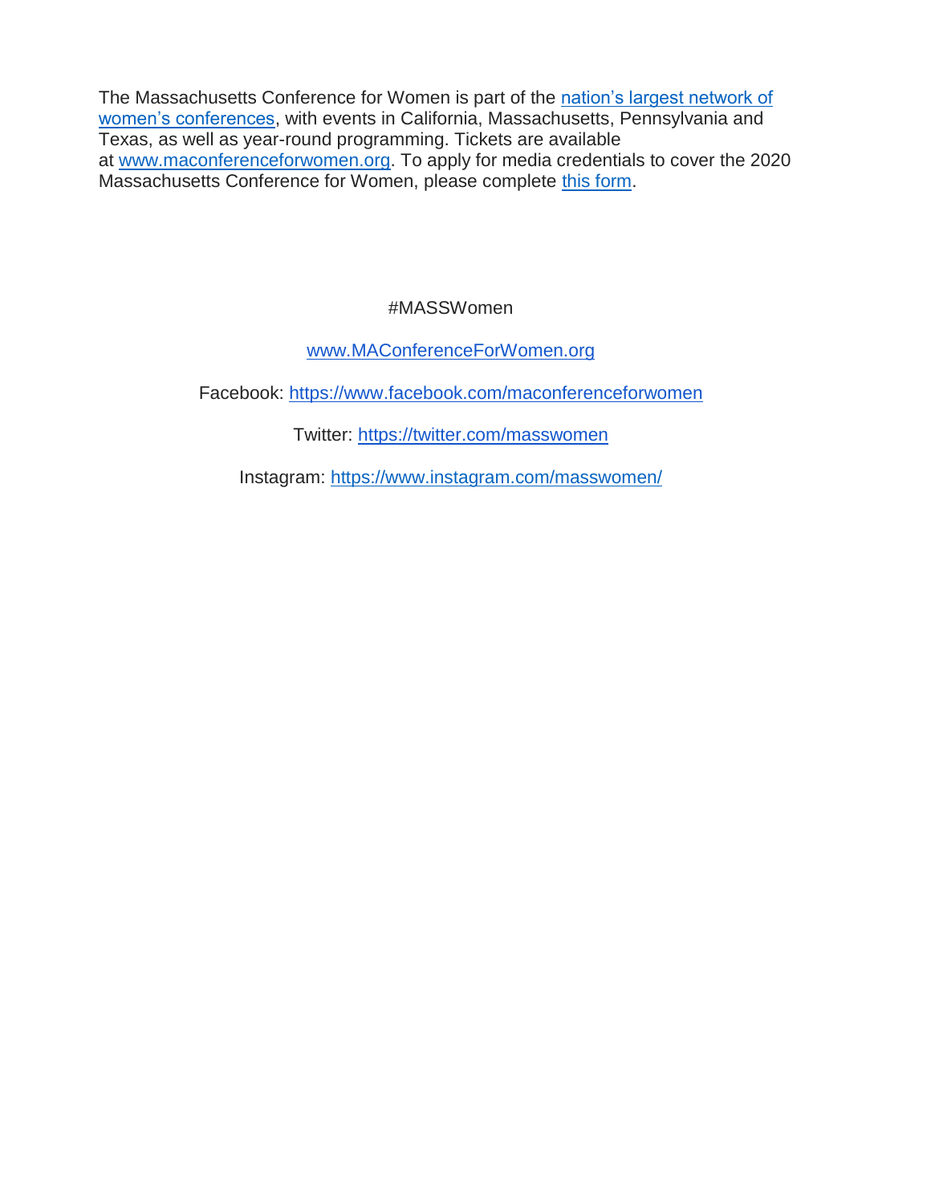The Massachusetts Conference for Women is part of the nation's largest network of women's conferences, with events in California, Massachusetts, Pennsylvania and Texas, as well as year-round programming. Tickets are available at www.maconferenceforwomen.org. To apply for media credentials to cover the 2020 Massachusetts Conference for Women, please complete this form.

#MASSWomen

www.MAConferenceForWomen.org

Facebook: https://www.facebook.com/maconferenceforwomen

Twitter: https://twitter.com/masswomen

Instagram: https://www.instagram.com/masswomen/